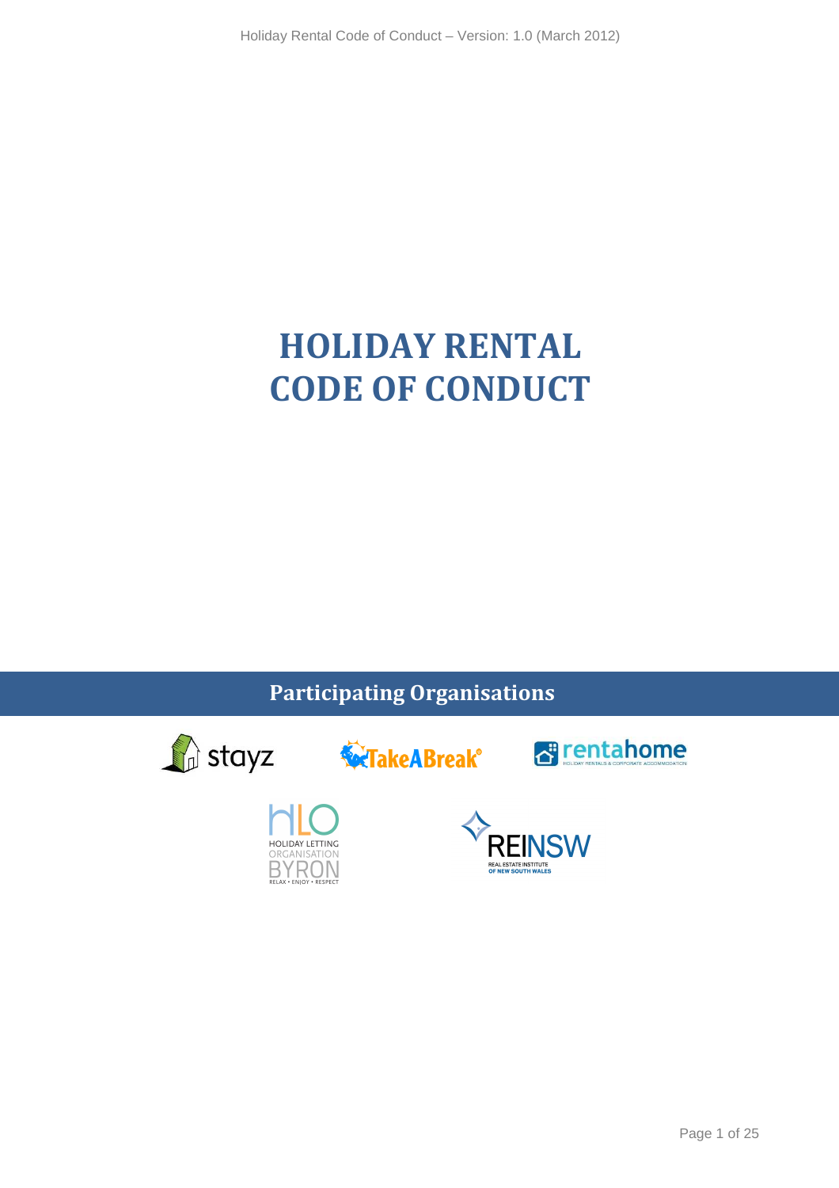# HOLIDAY RENTAL CODE OF CONDUCT

## Participating Organisations

stayz

TakeABreak

rentahome

HLO Holiday Letting Organisation Byron

REINSW Real Estate Institute of New South Wales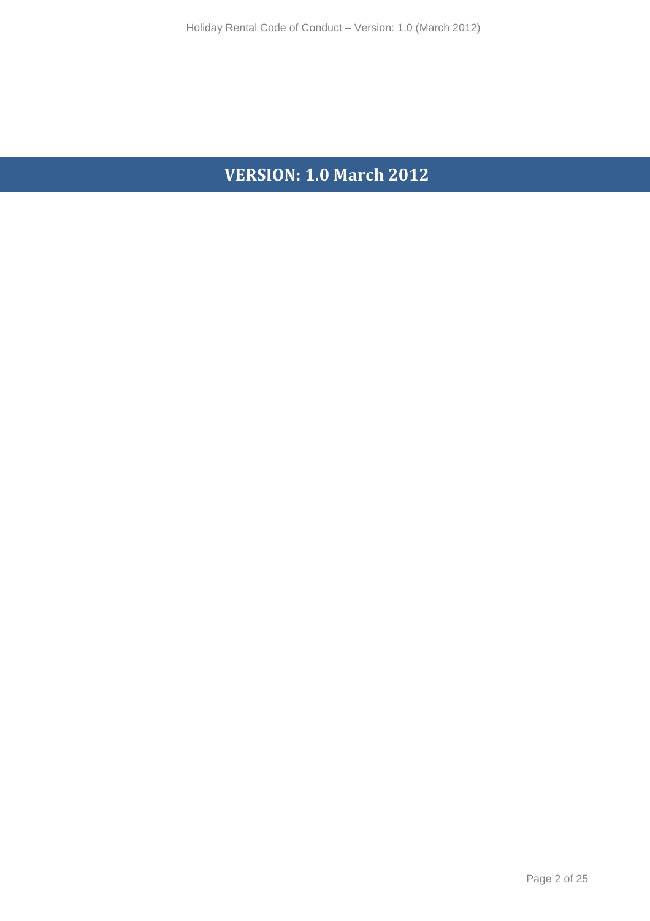# VERSION: 1.0 March 2012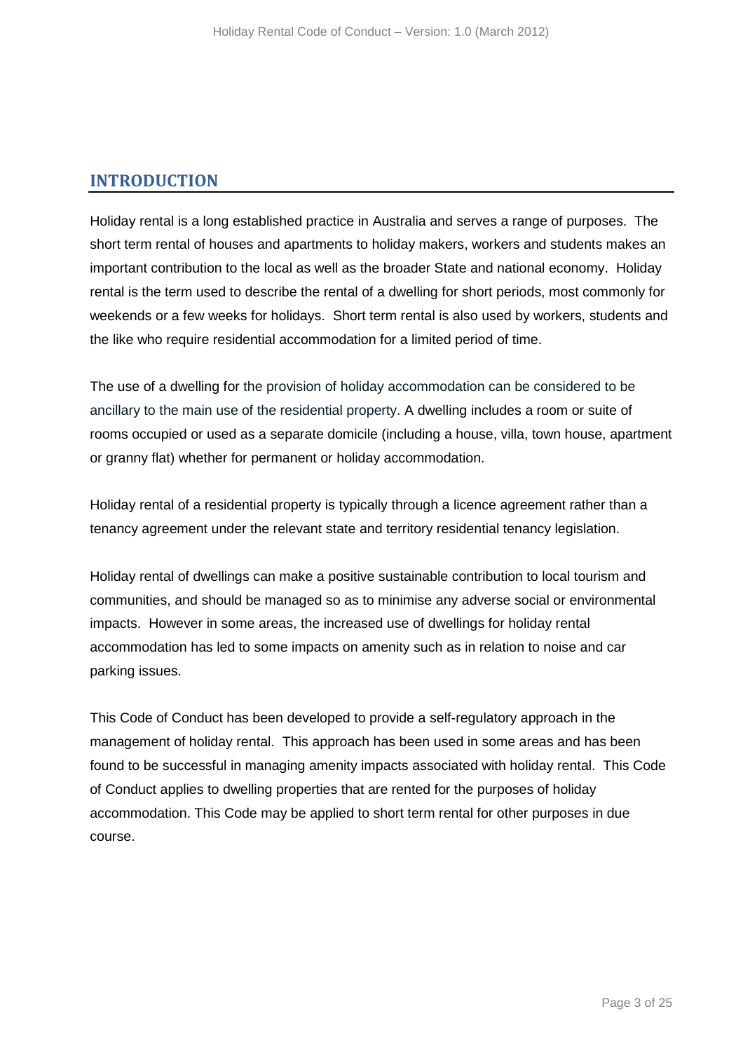## INTRODUCTION

Holiday rental is a long established practice in Australia and serves a range of purposes. The short term rental of houses and apartments to holiday makers, workers and students makes an important contribution to the local as well as the broader State and national economy. Holiday rental is the term used to describe the rental of a dwelling for short periods, most commonly for weekends or a few weeks for holidays. Short term rental is also used by workers, students and the like who require residential accommodation for a limited period of time.

The use of a dwelling for the provision of holiday accommodation can be considered to be ancillary to the main use of the residential property. A dwelling includes a room or suite of rooms occupied or used as a separate domicile (including a house, villa, town house, apartment or granny flat) whether for permanent or holiday accommodation.

Holiday rental of a residential property is typically through a licence agreement rather than a tenancy agreement under the relevant state and territory residential tenancy legislation.

Holiday rental of dwellings can make a positive sustainable contribution to local tourism and communities, and should be managed so as to minimise any adverse social or environmental impacts. However in some areas, the increased use of dwellings for holiday rental accommodation has led to some impacts on amenity such as in relation to noise and car parking issues.

This Code of Conduct has been developed to provide a self-regulatory approach in the management of holiday rental. This approach has been used in some areas and has been found to be successful in managing amenity impacts associated with holiday rental. This Code of Conduct applies to dwelling properties that are rented for the purposes of holiday accommodation. This Code may be applied to short term rental for other purposes in due course.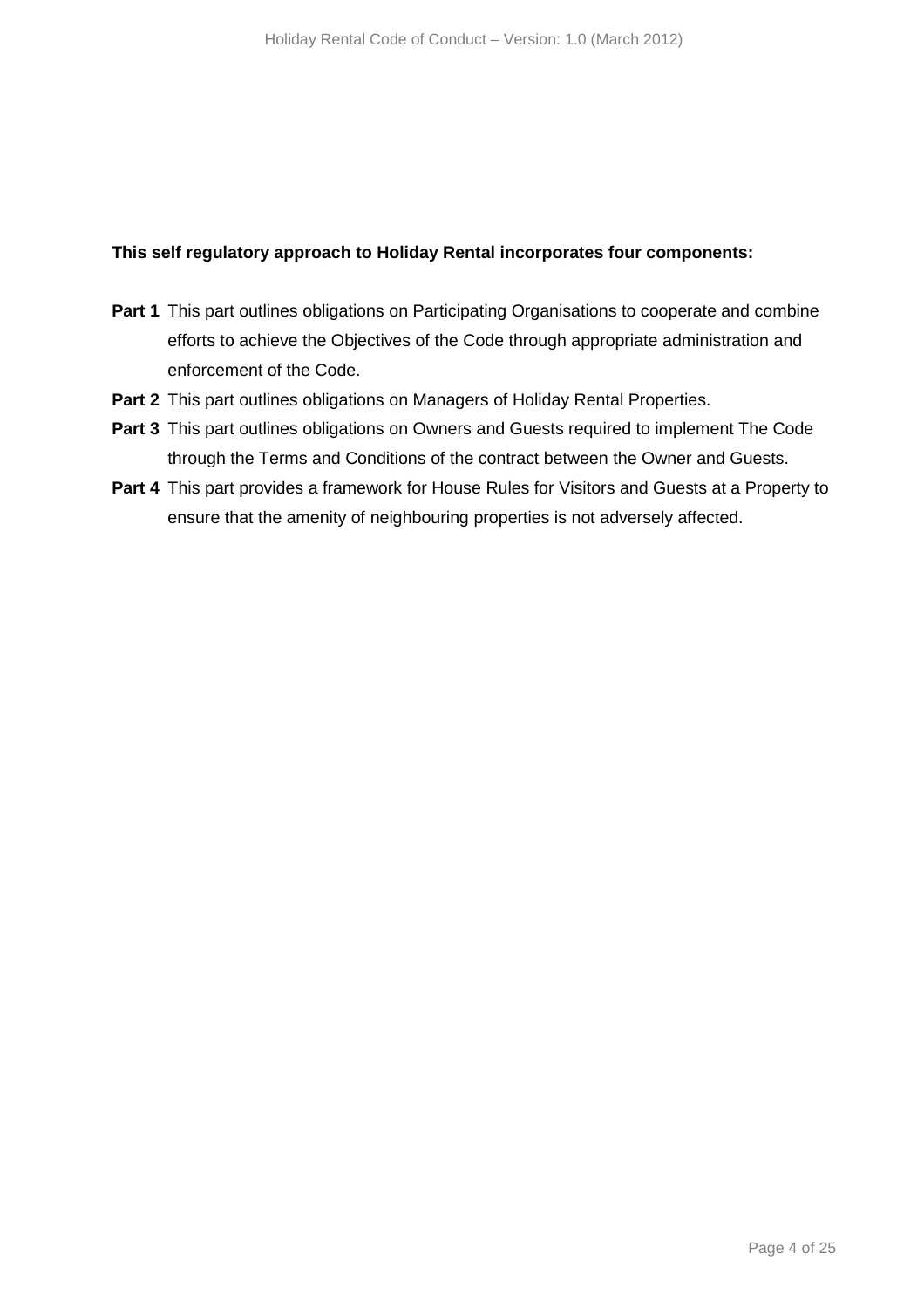**This self regulatory approach to Holiday Rental incorporates four components:**

**Part 1** This part outlines obligations on Participating Organisations to cooperate and combine efforts to achieve the Objectives of the Code through appropriate administration and enforcement of the Code.

**Part 2** This part outlines obligations on Managers of Holiday Rental Properties.

**Part 3** This part outlines obligations on Owners and Guests required to implement The Code through the Terms and Conditions of the contract between the Owner and Guests.

**Part 4** This part provides a framework for House Rules for Visitors and Guests at a Property to ensure that the amenity of neighbouring properties is not adversely affected.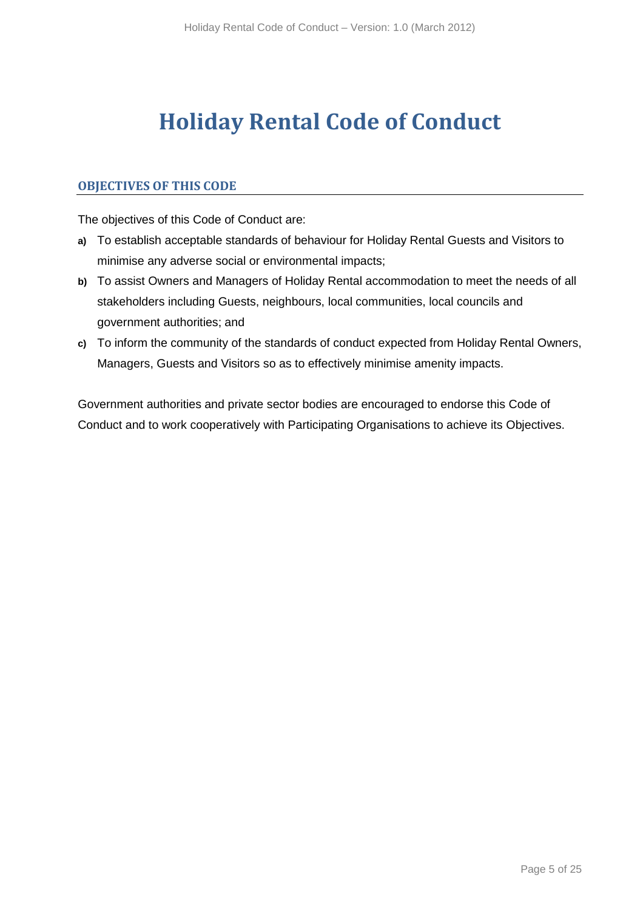# Holiday Rental Code of Conduct

## OBJECTIVES OF THIS CODE

The objectives of this Code of Conduct are:

- **a)** To establish acceptable standards of behaviour for Holiday Rental Guests and Visitors to minimise any adverse social or environmental impacts;
- **b)** To assist Owners and Managers of Holiday Rental accommodation to meet the needs of all stakeholders including Guests, neighbours, local communities, local councils and government authorities; and
- **c)** To inform the community of the standards of conduct expected from Holiday Rental Owners, Managers, Guests and Visitors so as to effectively minimise amenity impacts.

Government authorities and private sector bodies are encouraged to endorse this Code of Conduct and to work cooperatively with Participating Organisations to achieve its Objectives.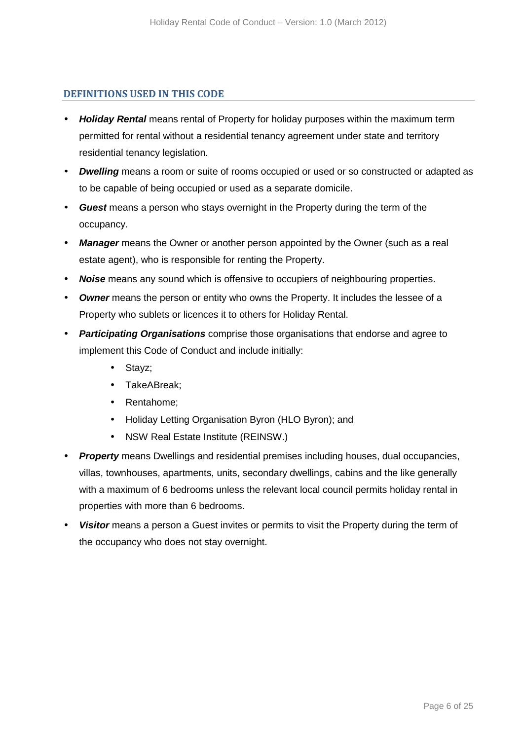## DEFINITIONS USED IN THIS CODE

- ***Holiday Rental*** means rental of Property for holiday purposes within the maximum term permitted for rental without a residential tenancy agreement under state and territory residential tenancy legislation.
- ***Dwelling*** means a room or suite of rooms occupied or used or so constructed or adapted as to be capable of being occupied or used as a separate domicile.
- ***Guest*** means a person who stays overnight in the Property during the term of the occupancy.
- ***Manager*** means the Owner or another person appointed by the Owner (such as a real estate agent), who is responsible for renting the Property.
- ***Noise*** means any sound which is offensive to occupiers of neighbouring properties.
- ***Owner*** means the person or entity who owns the Property. It includes the lessee of a Property who sublets or licences it to others for Holiday Rental.
- ***Participating Organisations*** comprise those organisations that endorse and agree to implement this Code of Conduct and include initially:
    - Stayz;
    - TakeABreak;
    - Rentahome;
    - Holiday Letting Organisation Byron (HLO Byron); and
    - NSW Real Estate Institute (REINSW.)
- ***Property*** means Dwellings and residential premises including houses, dual occupancies, villas, townhouses, apartments, units, secondary dwellings, cabins and the like generally with a maximum of 6 bedrooms unless the relevant local council permits holiday rental in properties with more than 6 bedrooms.
- ***Visitor*** means a person a Guest invites or permits to visit the Property during the term of the occupancy who does not stay overnight.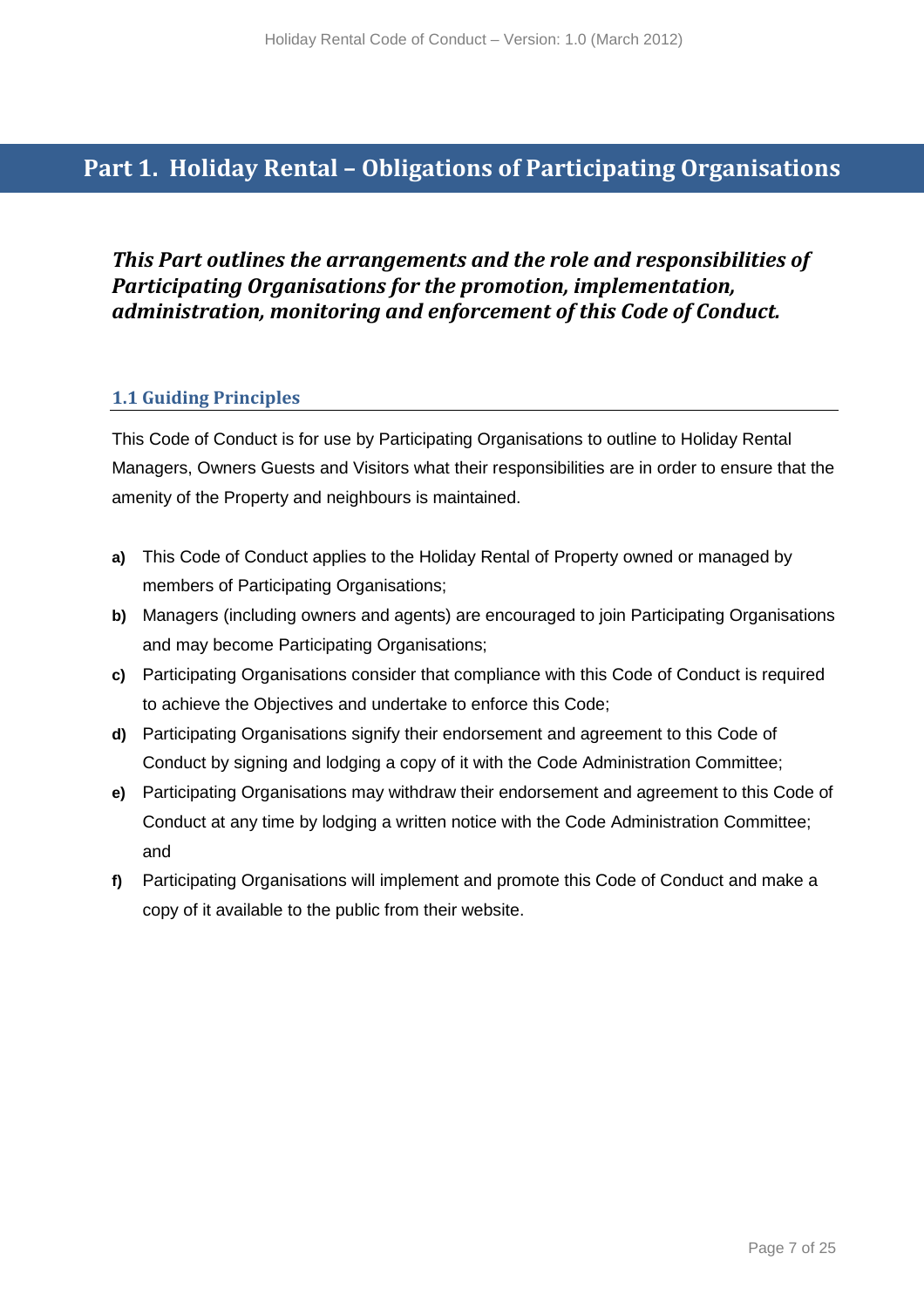# Part 1. Holiday Rental – Obligations of Participating Organisations

***This Part outlines the arrangements and the role and responsibilities of Participating Organisations for the promotion, implementation, administration, monitoring and enforcement of this Code of Conduct.***

## 1.1 Guiding Principles

This Code of Conduct is for use by Participating Organisations to outline to Holiday Rental Managers, Owners Guests and Visitors what their responsibilities are in order to ensure that the amenity of the Property and neighbours is maintained.

**a)** This Code of Conduct applies to the Holiday Rental of Property owned or managed by members of Participating Organisations;

**b)** Managers (including owners and agents) are encouraged to join Participating Organisations and may become Participating Organisations;

**c)** Participating Organisations consider that compliance with this Code of Conduct is required to achieve the Objectives and undertake to enforce this Code;

**d)** Participating Organisations signify their endorsement and agreement to this Code of Conduct by signing and lodging a copy of it with the Code Administration Committee;

**e)** Participating Organisations may withdraw their endorsement and agreement to this Code of Conduct at any time by lodging a written notice with the Code Administration Committee; and

**f)** Participating Organisations will implement and promote this Code of Conduct and make a copy of it available to the public from their website.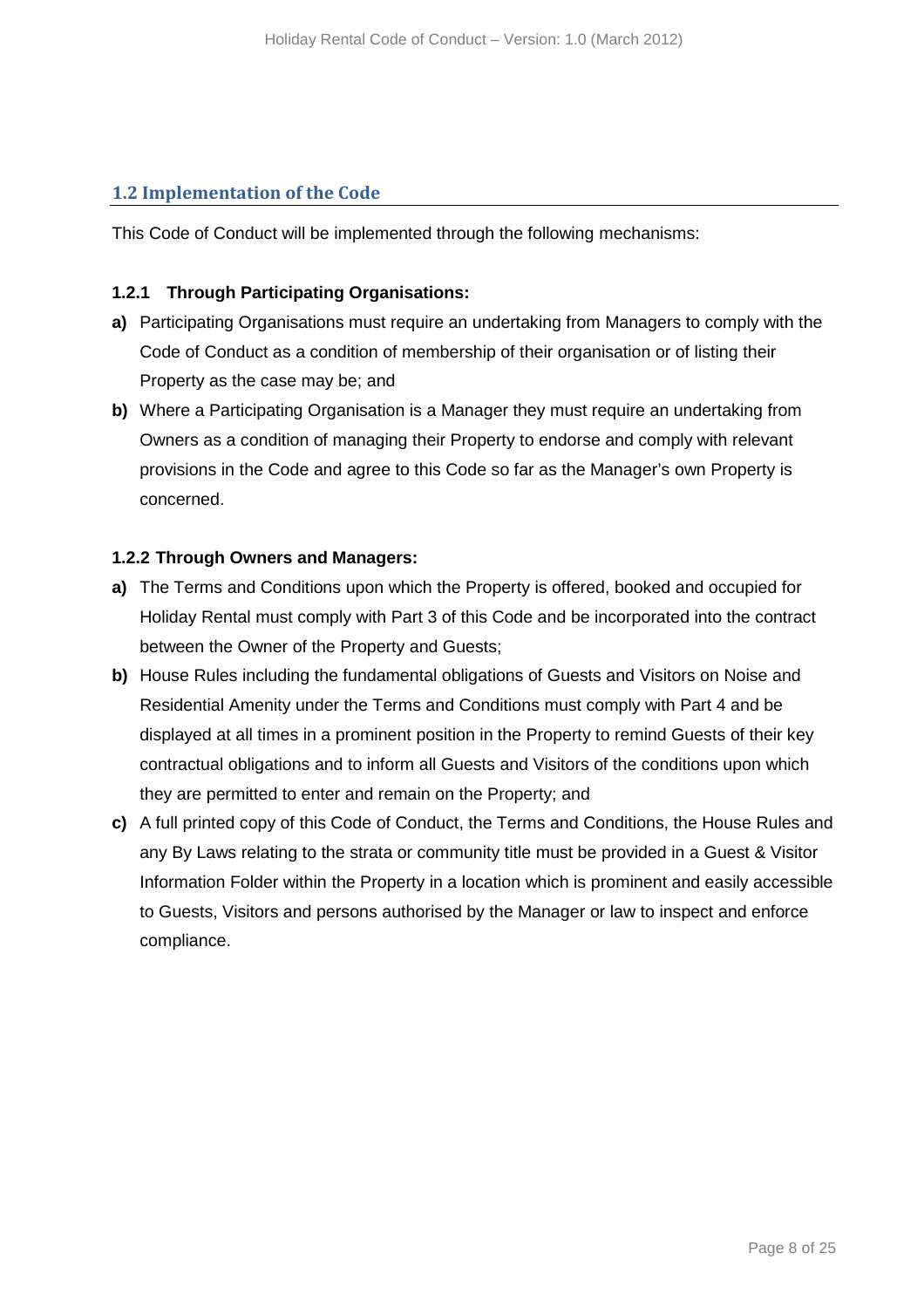## 1.2 Implementation of the Code

This Code of Conduct will be implemented through the following mechanisms:

### 1.2.1 Through Participating Organisations:

**a)** Participating Organisations must require an undertaking from Managers to comply with the Code of Conduct as a condition of membership of their organisation or of listing their Property as the case may be; and

**b)** Where a Participating Organisation is a Manager they must require an undertaking from Owners as a condition of managing their Property to endorse and comply with relevant provisions in the Code and agree to this Code so far as the Manager's own Property is concerned.

### 1.2.2 Through Owners and Managers:

**a)** The Terms and Conditions upon which the Property is offered, booked and occupied for Holiday Rental must comply with Part 3 of this Code and be incorporated into the contract between the Owner of the Property and Guests;

**b)** House Rules including the fundamental obligations of Guests and Visitors on Noise and Residential Amenity under the Terms and Conditions must comply with Part 4 and be displayed at all times in a prominent position in the Property to remind Guests of their key contractual obligations and to inform all Guests and Visitors of the conditions upon which they are permitted to enter and remain on the Property; and

**c)** A full printed copy of this Code of Conduct, the Terms and Conditions, the House Rules and any By Laws relating to the strata or community title must be provided in a Guest & Visitor Information Folder within the Property in a location which is prominent and easily accessible to Guests, Visitors and persons authorised by the Manager or law to inspect and enforce compliance.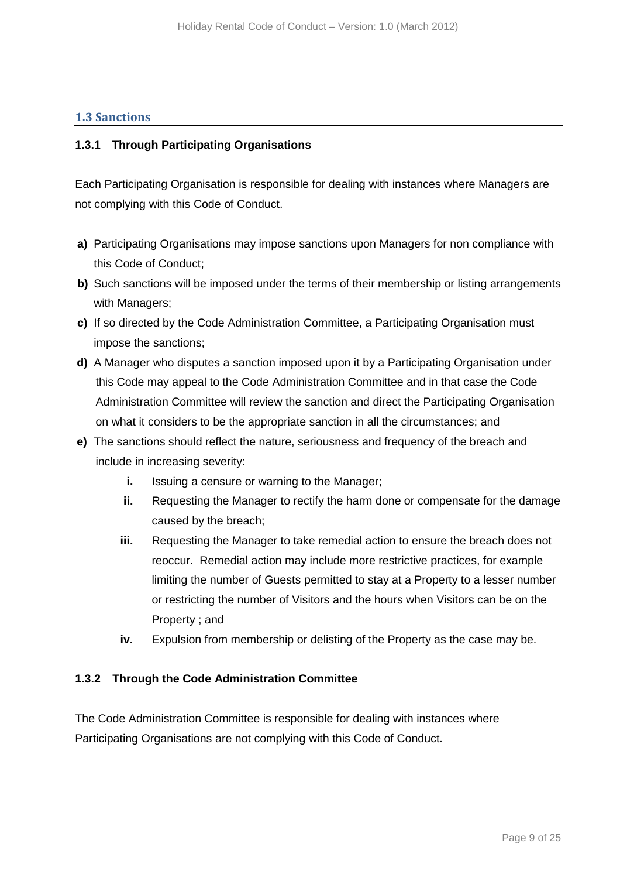## 1.3 Sanctions

### 1.3.1 Through Participating Organisations

Each Participating Organisation is responsible for dealing with instances where Managers are not complying with this Code of Conduct.

**a)** Participating Organisations may impose sanctions upon Managers for non compliance with this Code of Conduct;

**b)** Such sanctions will be imposed under the terms of their membership or listing arrangements with Managers;

**c)** If so directed by the Code Administration Committee, a Participating Organisation must impose the sanctions;

**d)** A Manager who disputes a sanction imposed upon it by a Participating Organisation under this Code may appeal to the Code Administration Committee and in that case the Code Administration Committee will review the sanction and direct the Participating Organisation on what it considers to be the appropriate sanction in all the circumstances; and

**e)** The sanctions should reflect the nature, seriousness and frequency of the breach and include in increasing severity:

- **i.** Issuing a censure or warning to the Manager;
- **ii.** Requesting the Manager to rectify the harm done or compensate for the damage caused by the breach;
- **iii.** Requesting the Manager to take remedial action to ensure the breach does not reoccur. Remedial action may include more restrictive practices, for example limiting the number of Guests permitted to stay at a Property to a lesser number or restricting the number of Visitors and the hours when Visitors can be on the Property ; and
- **iv.** Expulsion from membership or delisting of the Property as the case may be.

### 1.3.2 Through the Code Administration Committee

The Code Administration Committee is responsible for dealing with instances where Participating Organisations are not complying with this Code of Conduct.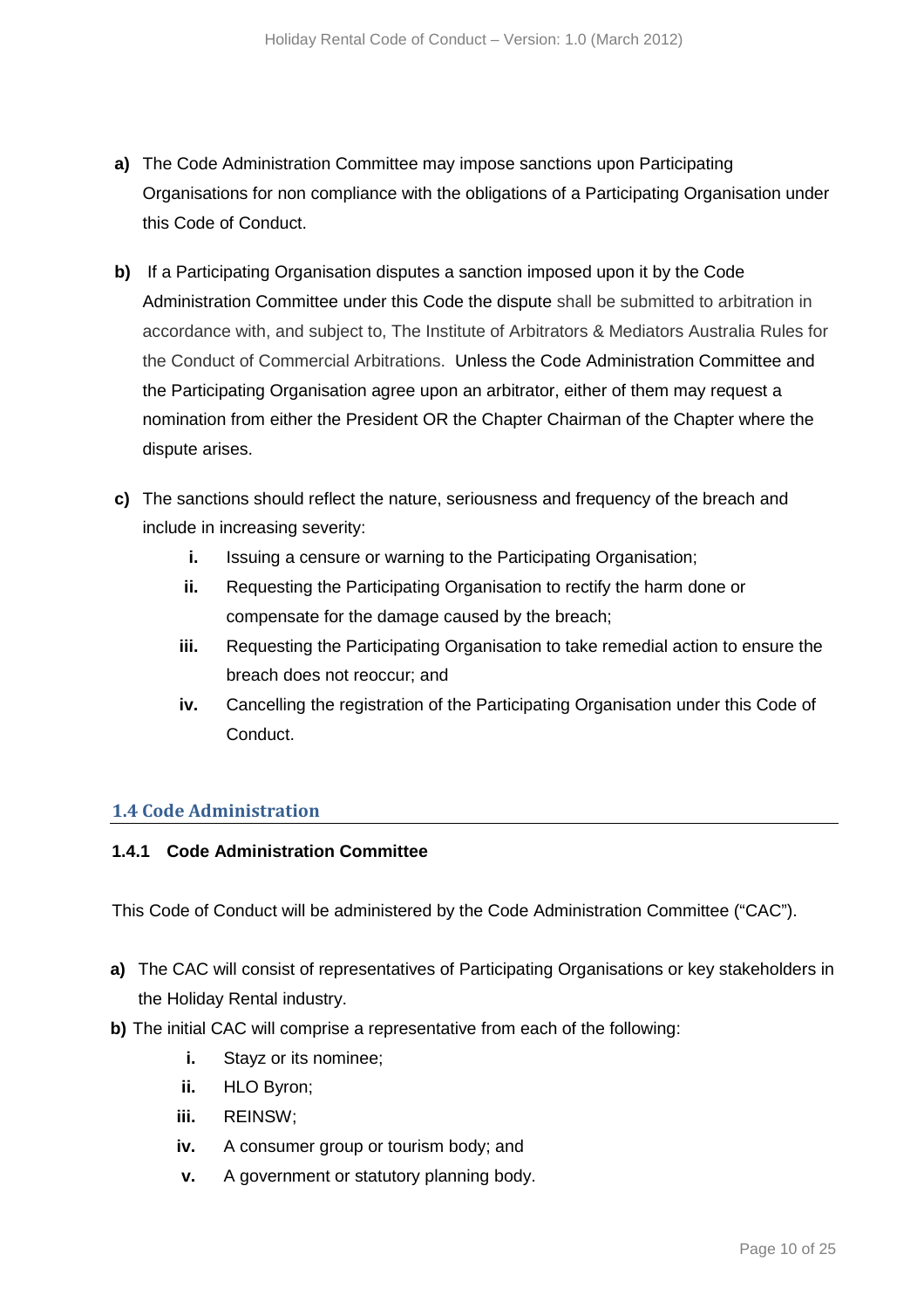**a)** The Code Administration Committee may impose sanctions upon Participating Organisations for non compliance with the obligations of a Participating Organisation under this Code of Conduct.

**b)** If a Participating Organisation disputes a sanction imposed upon it by the Code Administration Committee under this Code the dispute shall be submitted to arbitration in accordance with, and subject to, The Institute of Arbitrators & Mediators Australia Rules for the Conduct of Commercial Arbitrations. Unless the Code Administration Committee and the Participating Organisation agree upon an arbitrator, either of them may request a nomination from either the President OR the Chapter Chairman of the Chapter where the dispute arises.

**c)** The sanctions should reflect the nature, seriousness and frequency of the breach and include in increasing severity:

- **i.** Issuing a censure or warning to the Participating Organisation;
- **ii.** Requesting the Participating Organisation to rectify the harm done or compensate for the damage caused by the breach;
- **iii.** Requesting the Participating Organisation to take remedial action to ensure the breach does not reoccur; and
- **iv.** Cancelling the registration of the Participating Organisation under this Code of Conduct.

## 1.4 Code Administration

### 1.4.1 Code Administration Committee

This Code of Conduct will be administered by the Code Administration Committee ("CAC").

**a)** The CAC will consist of representatives of Participating Organisations or key stakeholders in the Holiday Rental industry.

**b)** The initial CAC will comprise a representative from each of the following:

- **i.** Stayz or its nominee;
- **ii.** HLO Byron;
- **iii.** REINSW;
- **iv.** A consumer group or tourism body; and
- **v.** A government or statutory planning body.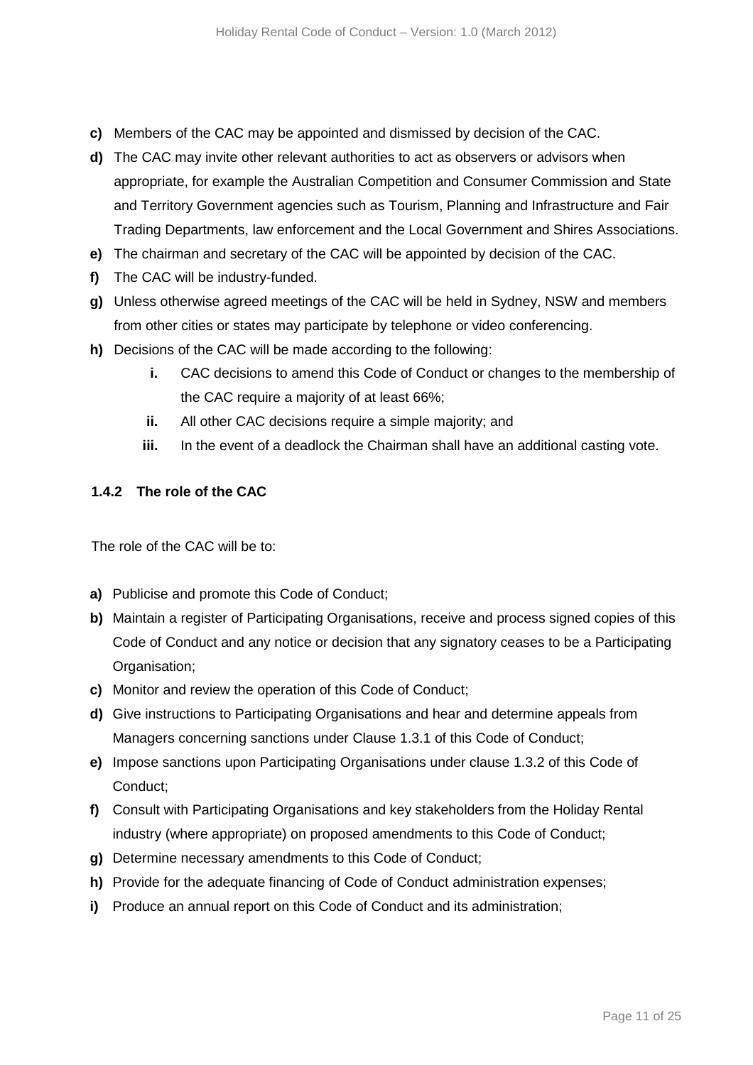**c)** Members of the CAC may be appointed and dismissed by decision of the CAC.

**d)** The CAC may invite other relevant authorities to act as observers or advisors when appropriate, for example the Australian Competition and Consumer Commission and State and Territory Government agencies such as Tourism, Planning and Infrastructure and Fair Trading Departments, law enforcement and the Local Government and Shires Associations.

**e)** The chairman and secretary of the CAC will be appointed by decision of the CAC.

**f)** The CAC will be industry-funded.

**g)** Unless otherwise agreed meetings of the CAC will be held in Sydney, NSW and members from other cities or states may participate by telephone or video conferencing.

**h)** Decisions of the CAC will be made according to the following:

- **i.** CAC decisions to amend this Code of Conduct or changes to the membership of the CAC require a majority of at least 66%;
- **ii.** All other CAC decisions require a simple majority; and
- **iii.** In the event of a deadlock the Chairman shall have an additional casting vote.

### 1.4.2 The role of the CAC

The role of the CAC will be to:

**a)** Publicise and promote this Code of Conduct;

**b)** Maintain a register of Participating Organisations, receive and process signed copies of this Code of Conduct and any notice or decision that any signatory ceases to be a Participating Organisation;

**c)** Monitor and review the operation of this Code of Conduct;

**d)** Give instructions to Participating Organisations and hear and determine appeals from Managers concerning sanctions under Clause 1.3.1 of this Code of Conduct;

**e)** Impose sanctions upon Participating Organisations under clause 1.3.2 of this Code of Conduct;

**f)** Consult with Participating Organisations and key stakeholders from the Holiday Rental industry (where appropriate) on proposed amendments to this Code of Conduct;

**g)** Determine necessary amendments to this Code of Conduct;

**h)** Provide for the adequate financing of Code of Conduct administration expenses;

**i)** Produce an annual report on this Code of Conduct and its administration;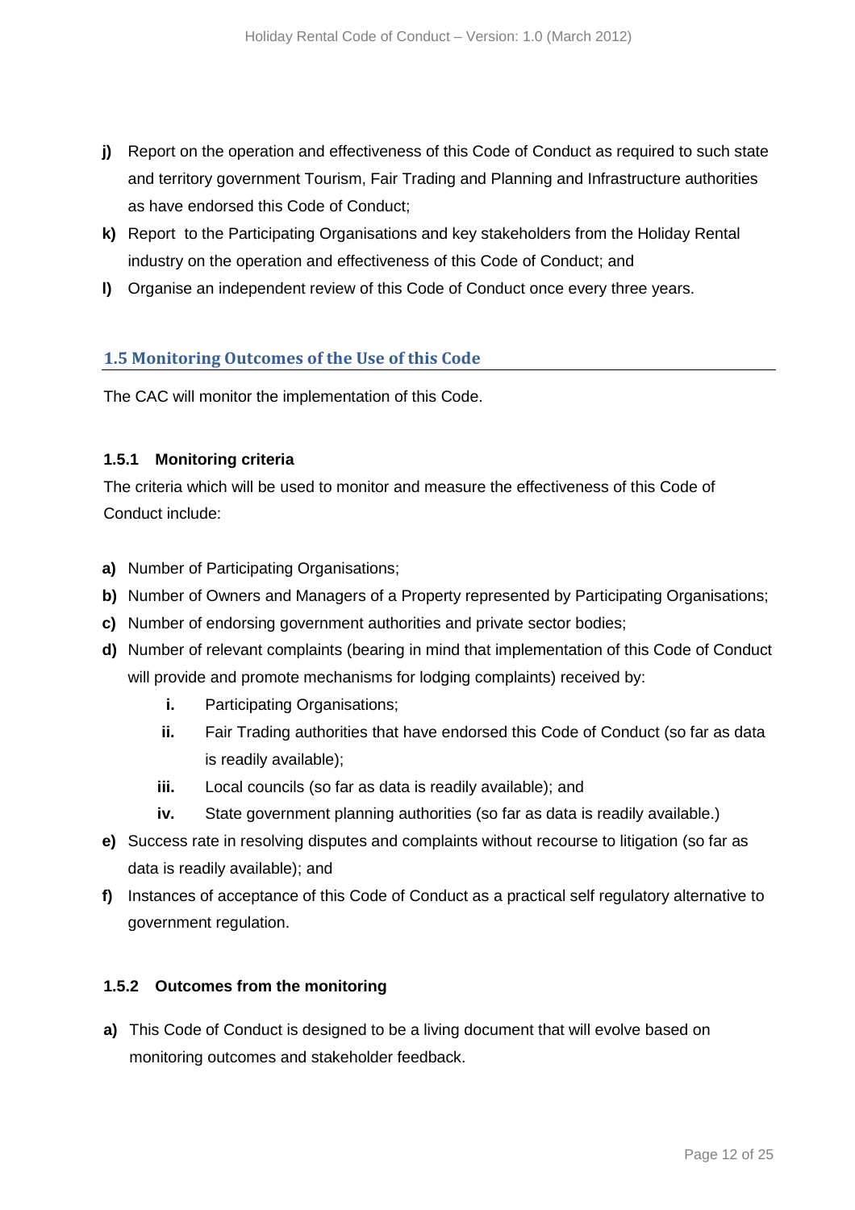**j)** Report on the operation and effectiveness of this Code of Conduct as required to such state and territory government Tourism, Fair Trading and Planning and Infrastructure authorities as have endorsed this Code of Conduct;

**k)** Report to the Participating Organisations and key stakeholders from the Holiday Rental industry on the operation and effectiveness of this Code of Conduct; and

**l)** Organise an independent review of this Code of Conduct once every three years.

## 1.5 Monitoring Outcomes of the Use of this Code

The CAC will monitor the implementation of this Code.

### 1.5.1 Monitoring criteria

The criteria which will be used to monitor and measure the effectiveness of this Code of Conduct include:

**a)** Number of Participating Organisations;

**b)** Number of Owners and Managers of a Property represented by Participating Organisations;

**c)** Number of endorsing government authorities and private sector bodies;

**d)** Number of relevant complaints (bearing in mind that implementation of this Code of Conduct will provide and promote mechanisms for lodging complaints) received by:

  **i.** Participating Organisations;

  **ii.** Fair Trading authorities that have endorsed this Code of Conduct (so far as data is readily available);

  **iii.** Local councils (so far as data is readily available); and

  **iv.** State government planning authorities (so far as data is readily available.)

**e)** Success rate in resolving disputes and complaints without recourse to litigation (so far as data is readily available); and

**f)** Instances of acceptance of this Code of Conduct as a practical self regulatory alternative to government regulation.

### 1.5.2 Outcomes from the monitoring

**a)** This Code of Conduct is designed to be a living document that will evolve based on monitoring outcomes and stakeholder feedback.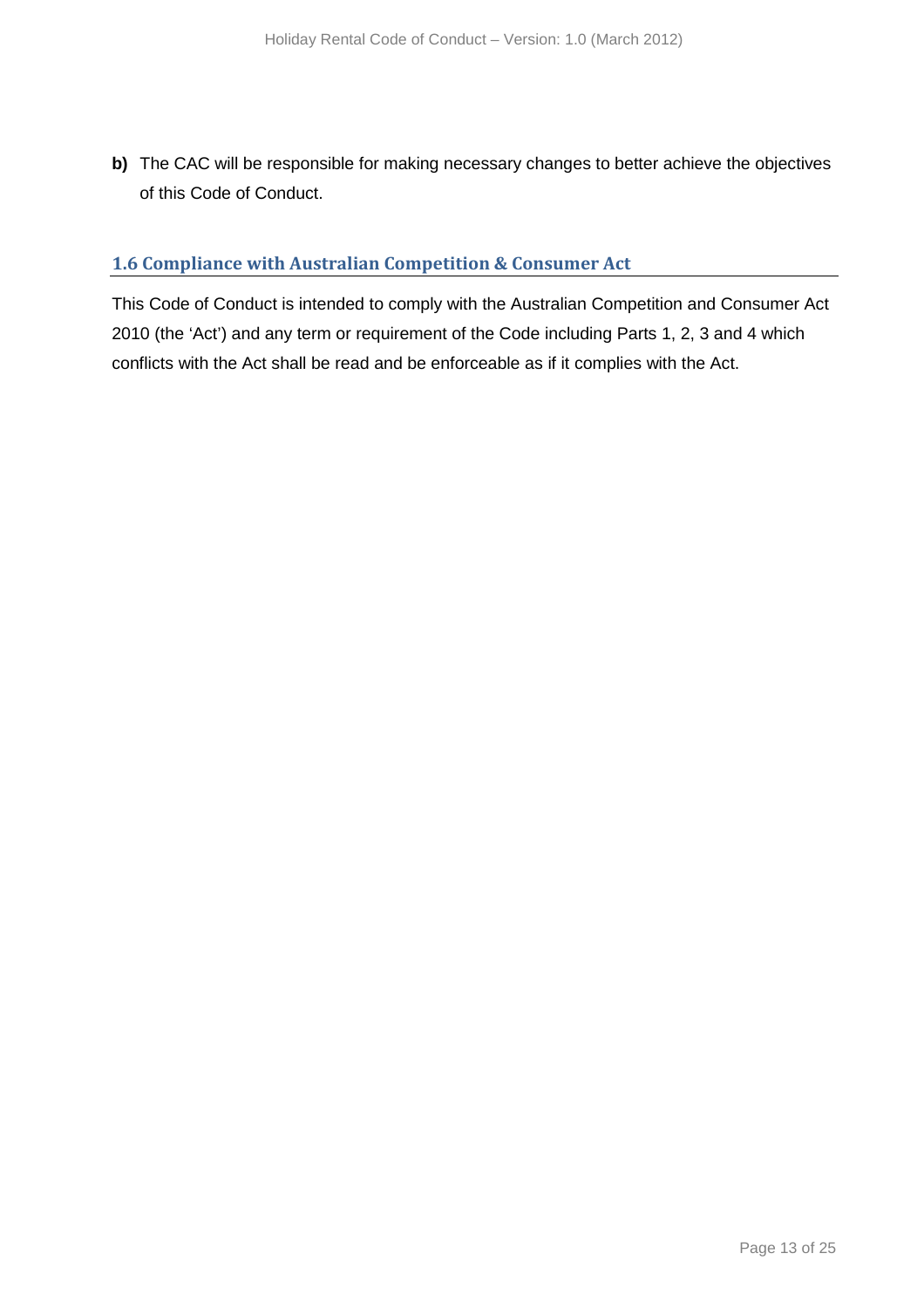**b)** The CAC will be responsible for making necessary changes to better achieve the objectives of this Code of Conduct.

## 1.6 Compliance with Australian Competition & Consumer Act

This Code of Conduct is intended to comply with the Australian Competition and Consumer Act 2010 (the 'Act') and any term or requirement of the Code including Parts 1, 2, 3 and 4 which conflicts with the Act shall be read and be enforceable as if it complies with the Act.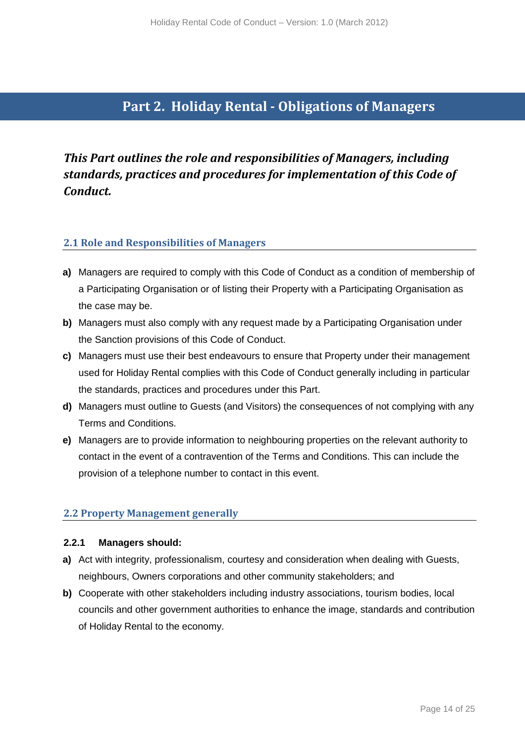# Part 2. Holiday Rental - Obligations of Managers

***This Part outlines the role and responsibilities of Managers, including standards, practices and procedures for implementation of this Code of Conduct.***

## 2.1 Role and Responsibilities of Managers

**a)** Managers are required to comply with this Code of Conduct as a condition of membership of a Participating Organisation or of listing their Property with a Participating Organisation as the case may be.

**b)** Managers must also comply with any request made by a Participating Organisation under the Sanction provisions of this Code of Conduct.

**c)** Managers must use their best endeavours to ensure that Property under their management used for Holiday Rental complies with this Code of Conduct generally including in particular the standards, practices and procedures under this Part.

**d)** Managers must outline to Guests (and Visitors) the consequences of not complying with any Terms and Conditions.

**e)** Managers are to provide information to neighbouring properties on the relevant authority to contact in the event of a contravention of the Terms and Conditions. This can include the provision of a telephone number to contact in this event.

## 2.2 Property Management generally

### 2.2.1 Managers should:

**a)** Act with integrity, professionalism, courtesy and consideration when dealing with Guests, neighbours, Owners corporations and other community stakeholders; and

**b)** Cooperate with other stakeholders including industry associations, tourism bodies, local councils and other government authorities to enhance the image, standards and contribution of Holiday Rental to the economy.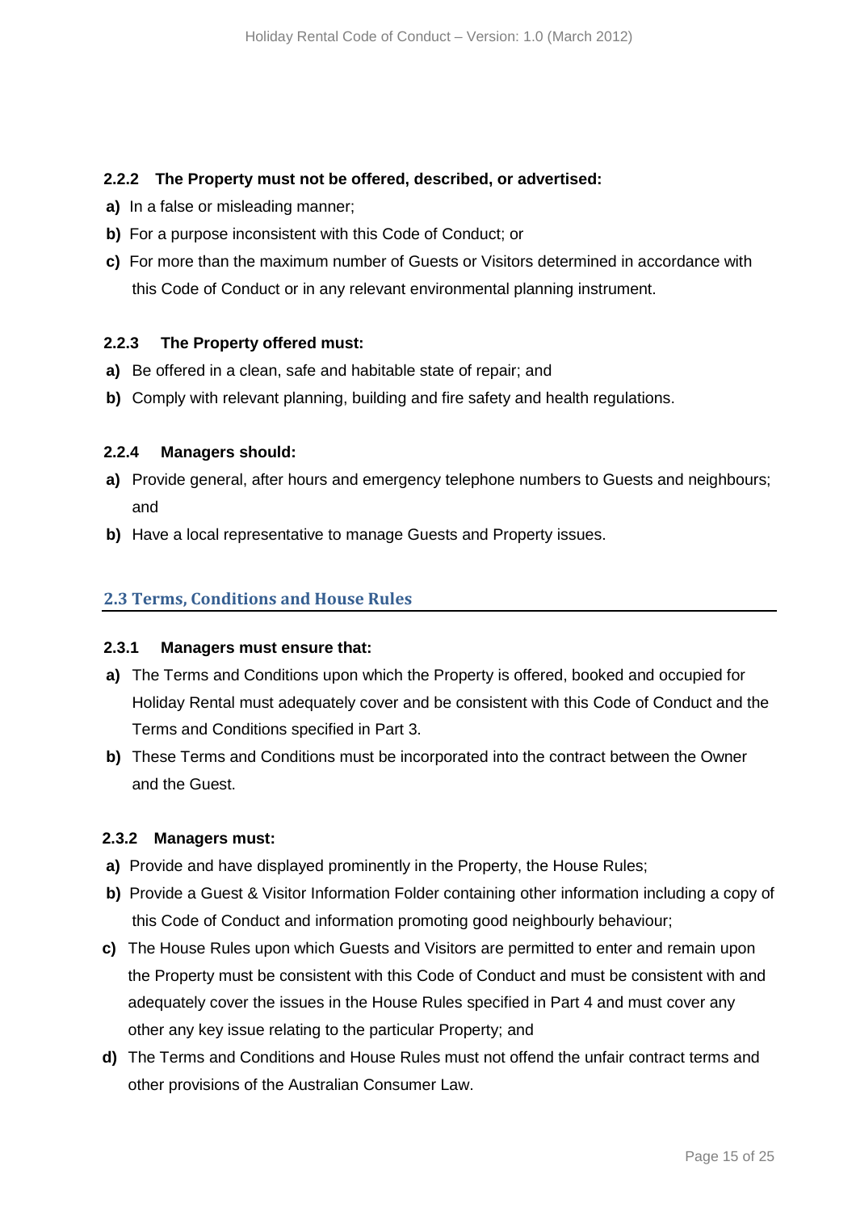**2.2.2 The Property must not be offered, described, or advertised:**

**a)** In a false or misleading manner;

**b)** For a purpose inconsistent with this Code of Conduct; or

**c)** For more than the maximum number of Guests or Visitors determined in accordance with this Code of Conduct or in any relevant environmental planning instrument.

**2.2.3 The Property offered must:**

**a)** Be offered in a clean, safe and habitable state of repair; and

**b)** Comply with relevant planning, building and fire safety and health regulations.

**2.2.4 Managers should:**

**a)** Provide general, after hours and emergency telephone numbers to Guests and neighbours; and

**b)** Have a local representative to manage Guests and Property issues.

## 2.3 Terms, Conditions and House Rules

**2.3.1 Managers must ensure that:**

**a)** The Terms and Conditions upon which the Property is offered, booked and occupied for Holiday Rental must adequately cover and be consistent with this Code of Conduct and the Terms and Conditions specified in Part 3.

**b)** These Terms and Conditions must be incorporated into the contract between the Owner and the Guest.

**2.3.2 Managers must:**

**a)** Provide and have displayed prominently in the Property, the House Rules;

**b)** Provide a Guest & Visitor Information Folder containing other information including a copy of this Code of Conduct and information promoting good neighbourly behaviour;

**c)** The House Rules upon which Guests and Visitors are permitted to enter and remain upon the Property must be consistent with this Code of Conduct and must be consistent with and adequately cover the issues in the House Rules specified in Part 4 and must cover any other any key issue relating to the particular Property; and

**d)** The Terms and Conditions and House Rules must not offend the unfair contract terms and other provisions of the Australian Consumer Law.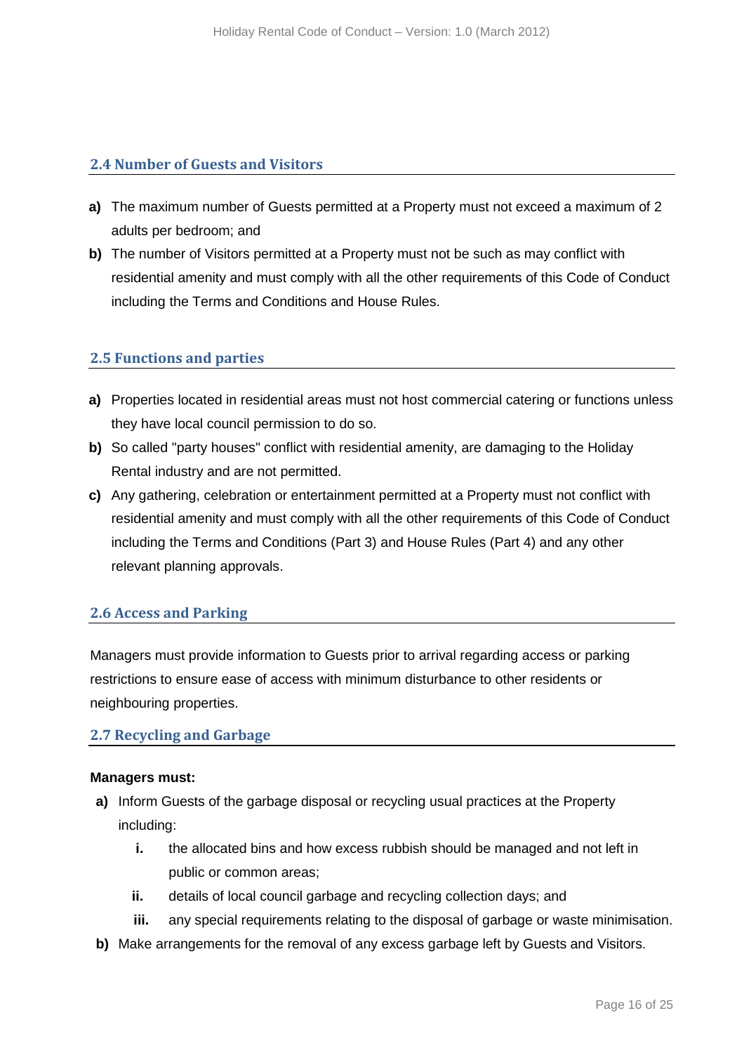### 2.4 Number of Guests and Visitors

**a)** The maximum number of Guests permitted at a Property must not exceed a maximum of 2 adults per bedroom; and

**b)** The number of Visitors permitted at a Property must not be such as may conflict with residential amenity and must comply with all the other requirements of this Code of Conduct including the Terms and Conditions and House Rules.

### 2.5 Functions and parties

**a)** Properties located in residential areas must not host commercial catering or functions unless they have local council permission to do so.

**b)** So called "party houses" conflict with residential amenity, are damaging to the Holiday Rental industry and are not permitted.

**c)** Any gathering, celebration or entertainment permitted at a Property must not conflict with residential amenity and must comply with all the other requirements of this Code of Conduct including the Terms and Conditions (Part 3) and House Rules (Part 4) and any other relevant planning approvals.

### 2.6 Access and Parking

Managers must provide information to Guests prior to arrival regarding access or parking restrictions to ensure ease of access with minimum disturbance to other residents or neighbouring properties.

### 2.7 Recycling and Garbage

**Managers must:**

**a)** Inform Guests of the garbage disposal or recycling usual practices at the Property including:

   **i.** the allocated bins and how excess rubbish should be managed and not left in public or common areas;

   **ii.** details of local council garbage and recycling collection days; and

   **iii.** any special requirements relating to the disposal of garbage or waste minimisation.

**b)** Make arrangements for the removal of any excess garbage left by Guests and Visitors.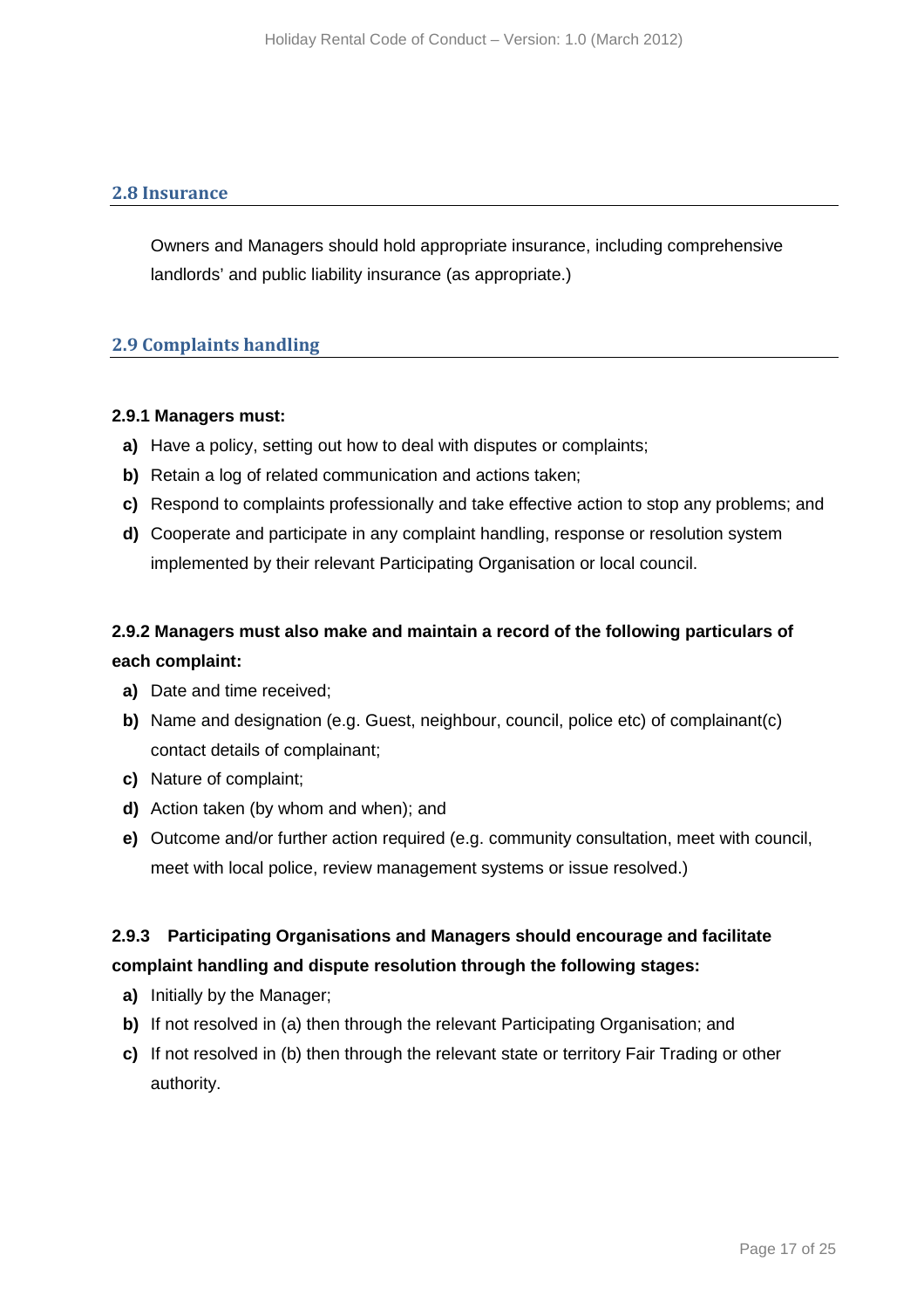## 2.8 Insurance

Owners and Managers should hold appropriate insurance, including comprehensive landlords' and public liability insurance (as appropriate.)

## 2.9 Complaints handling

**2.9.1 Managers must:**

- **a)** Have a policy, setting out how to deal with disputes or complaints;
- **b)** Retain a log of related communication and actions taken;
- **c)** Respond to complaints professionally and take effective action to stop any problems; and
- **d)** Cooperate and participate in any complaint handling, response or resolution system implemented by their relevant Participating Organisation or local council.

**2.9.2 Managers must also make and maintain a record of the following particulars of each complaint:**

- **a)** Date and time received;
- **b)** Name and designation (e.g. Guest, neighbour, council, police etc) of complainant(c) contact details of complainant;
- **c)** Nature of complaint;
- **d)** Action taken (by whom and when); and
- **e)** Outcome and/or further action required (e.g. community consultation, meet with council, meet with local police, review management systems or issue resolved.)

**2.9.3 Participating Organisations and Managers should encourage and facilitate complaint handling and dispute resolution through the following stages:**

- **a)** Initially by the Manager;
- **b)** If not resolved in (a) then through the relevant Participating Organisation; and
- **c)** If not resolved in (b) then through the relevant state or territory Fair Trading or other authority.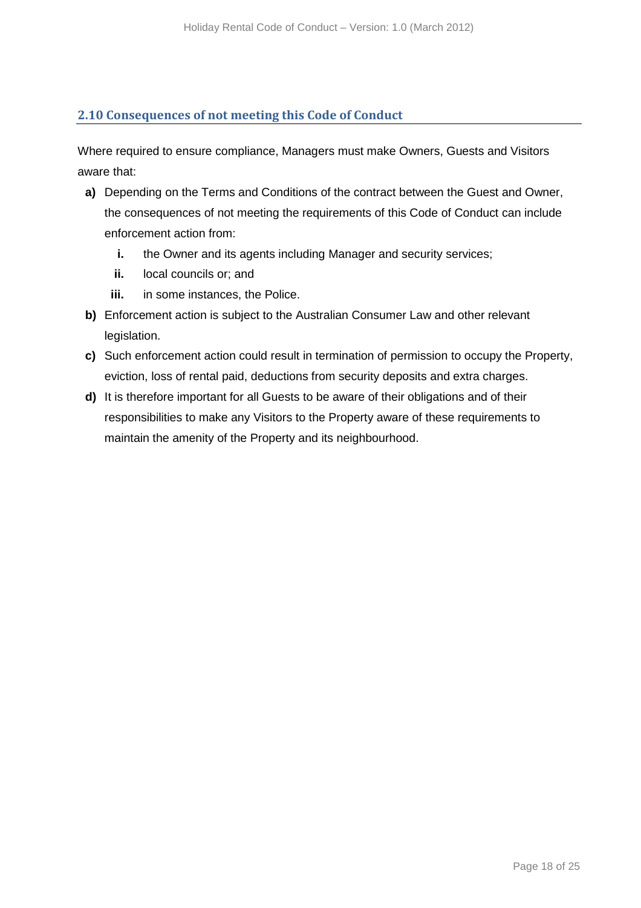## 2.10 Consequences of not meeting this Code of Conduct

Where required to ensure compliance, Managers must make Owners, Guests and Visitors aware that:

**a)** Depending on the Terms and Conditions of the contract between the Guest and Owner, the consequences of not meeting the requirements of this Code of Conduct can include enforcement action from:

  **i.** the Owner and its agents including Manager and security services;

  **ii.** local councils or; and

  **iii.** in some instances, the Police.

**b)** Enforcement action is subject to the Australian Consumer Law and other relevant legislation.

**c)** Such enforcement action could result in termination of permission to occupy the Property, eviction, loss of rental paid, deductions from security deposits and extra charges.

**d)** It is therefore important for all Guests to be aware of their obligations and of their responsibilities to make any Visitors to the Property aware of these requirements to maintain the amenity of the Property and its neighbourhood.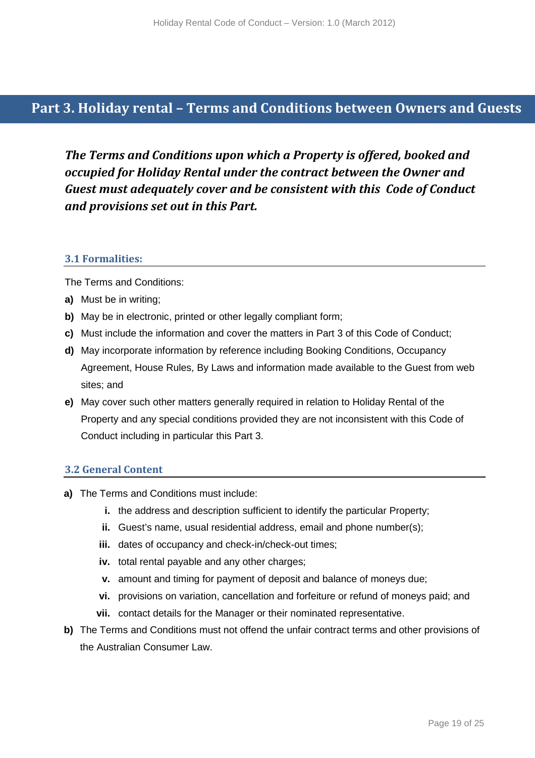# Part 3. Holiday rental – Terms and Conditions between Owners and Guests

***The Terms and Conditions upon which a Property is offered, booked and occupied for Holiday Rental under the contract between the Owner and Guest must adequately cover and be consistent with this Code of Conduct and provisions set out in this Part.***

### 3.1 Formalities:

The Terms and Conditions:

**a)** Must be in writing;

**b)** May be in electronic, printed or other legally compliant form;

**c)** Must include the information and cover the matters in Part 3 of this Code of Conduct;

**d)** May incorporate information by reference including Booking Conditions, Occupancy Agreement, House Rules, By Laws and information made available to the Guest from web sites; and

**e)** May cover such other matters generally required in relation to Holiday Rental of the Property and any special conditions provided they are not inconsistent with this Code of Conduct including in particular this Part 3.

### 3.2 General Content

**a)** The Terms and Conditions must include:

  - **i.** the address and description sufficient to identify the particular Property;
  - **ii.** Guest's name, usual residential address, email and phone number(s);
  - **iii.** dates of occupancy and check-in/check-out times;
  - **iv.** total rental payable and any other charges;
  - **v.** amount and timing for payment of deposit and balance of moneys due;
  - **vi.** provisions on variation, cancellation and forfeiture or refund of moneys paid; and
  - **vii.** contact details for the Manager or their nominated representative.

**b)** The Terms and Conditions must not offend the unfair contract terms and other provisions of the Australian Consumer Law.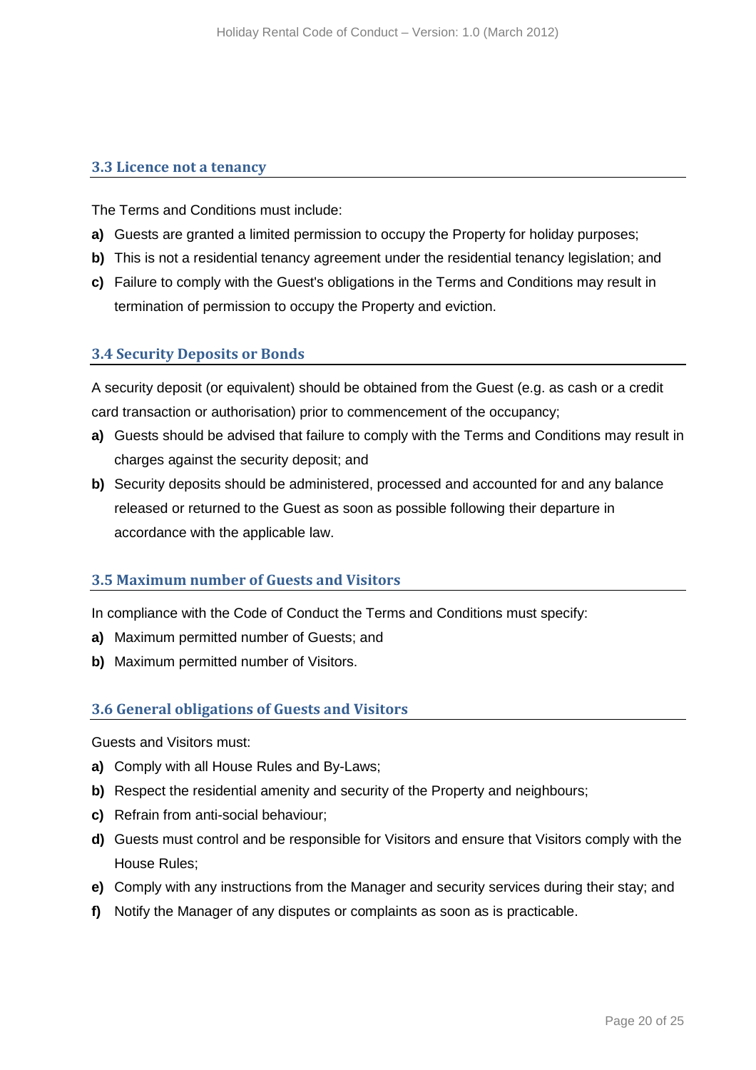### 3.3 Licence not a tenancy

The Terms and Conditions must include:

**a)** Guests are granted a limited permission to occupy the Property for holiday purposes;

**b)** This is not a residential tenancy agreement under the residential tenancy legislation; and

**c)** Failure to comply with the Guest's obligations in the Terms and Conditions may result in termination of permission to occupy the Property and eviction.

### 3.4 Security Deposits or Bonds

A security deposit (or equivalent) should be obtained from the Guest (e.g. as cash or a credit card transaction or authorisation) prior to commencement of the occupancy;

**a)** Guests should be advised that failure to comply with the Terms and Conditions may result in charges against the security deposit; and

**b)** Security deposits should be administered, processed and accounted for and any balance released or returned to the Guest as soon as possible following their departure in accordance with the applicable law.

### 3.5 Maximum number of Guests and Visitors

In compliance with the Code of Conduct the Terms and Conditions must specify:

**a)** Maximum permitted number of Guests; and

**b)** Maximum permitted number of Visitors.

### 3.6 General obligations of Guests and Visitors

Guests and Visitors must:

**a)** Comply with all House Rules and By-Laws;

**b)** Respect the residential amenity and security of the Property and neighbours;

**c)** Refrain from anti-social behaviour;

**d)** Guests must control and be responsible for Visitors and ensure that Visitors comply with the House Rules;

**e)** Comply with any instructions from the Manager and security services during their stay; and

**f)** Notify the Manager of any disputes or complaints as soon as is practicable.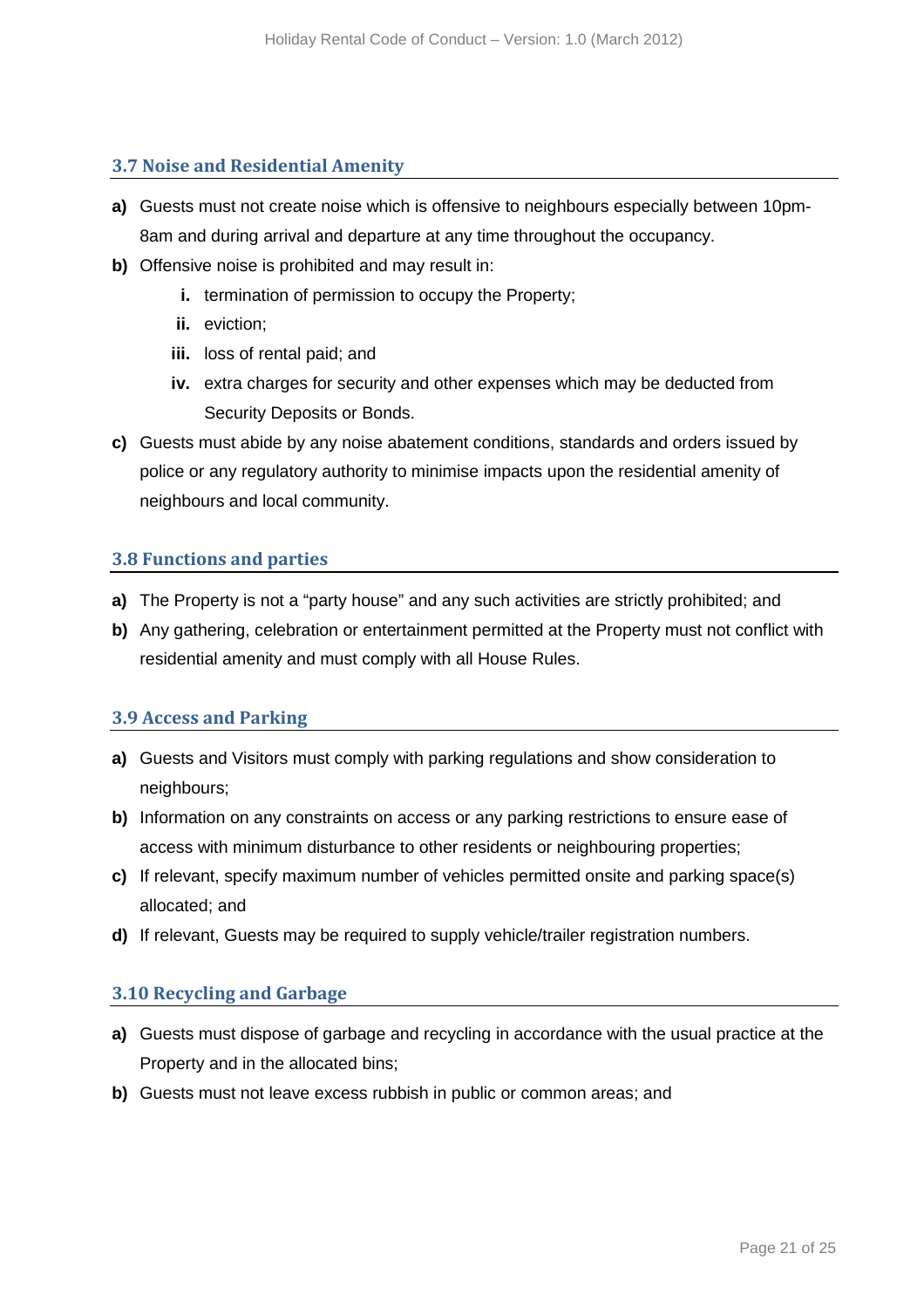### 3.7 Noise and Residential Amenity

**a)** Guests must not create noise which is offensive to neighbours especially between 10pm-8am and during arrival and departure at any time throughout the occupancy.

**b)** Offensive noise is prohibited and may result in:

   **i.** termination of permission to occupy the Property;

   **ii.** eviction;

   **iii.** loss of rental paid; and

   **iv.** extra charges for security and other expenses which may be deducted from Security Deposits or Bonds.

**c)** Guests must abide by any noise abatement conditions, standards and orders issued by police or any regulatory authority to minimise impacts upon the residential amenity of neighbours and local community.

### 3.8 Functions and parties

**a)** The Property is not a "party house" and any such activities are strictly prohibited; and

**b)** Any gathering, celebration or entertainment permitted at the Property must not conflict with residential amenity and must comply with all House Rules.

### 3.9 Access and Parking

**a)** Guests and Visitors must comply with parking regulations and show consideration to neighbours;

**b)** Information on any constraints on access or any parking restrictions to ensure ease of access with minimum disturbance to other residents or neighbouring properties;

**c)** If relevant, specify maximum number of vehicles permitted onsite and parking space(s) allocated; and

**d)** If relevant, Guests may be required to supply vehicle/trailer registration numbers.

### 3.10 Recycling and Garbage

**a)** Guests must dispose of garbage and recycling in accordance with the usual practice at the Property and in the allocated bins;

**b)** Guests must not leave excess rubbish in public or common areas; and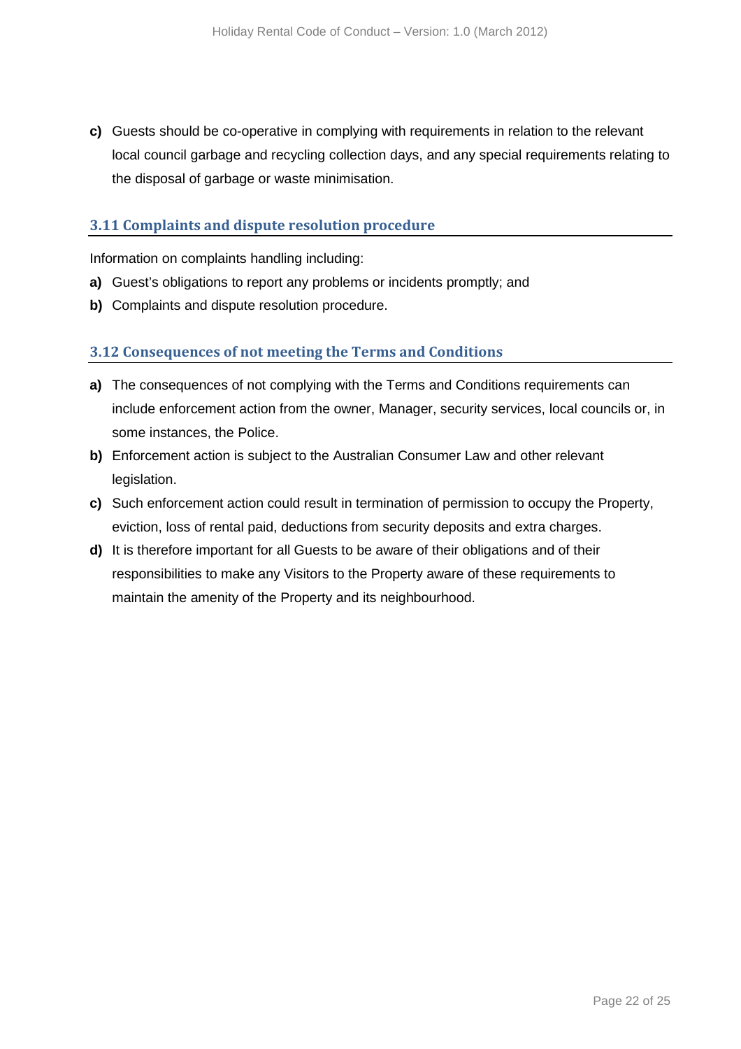**c)** Guests should be co-operative in complying with requirements in relation to the relevant local council garbage and recycling collection days, and any special requirements relating to the disposal of garbage or waste minimisation.

### 3.11 Complaints and dispute resolution procedure

Information on complaints handling including:

**a)** Guest's obligations to report any problems or incidents promptly; and

**b)** Complaints and dispute resolution procedure.

### 3.12 Consequences of not meeting the Terms and Conditions

**a)** The consequences of not complying with the Terms and Conditions requirements can include enforcement action from the owner, Manager, security services, local councils or, in some instances, the Police.

**b)** Enforcement action is subject to the Australian Consumer Law and other relevant legislation.

**c)** Such enforcement action could result in termination of permission to occupy the Property, eviction, loss of rental paid, deductions from security deposits and extra charges.

**d)** It is therefore important for all Guests to be aware of their obligations and of their responsibilities to make any Visitors to the Property aware of these requirements to maintain the amenity of the Property and its neighbourhood.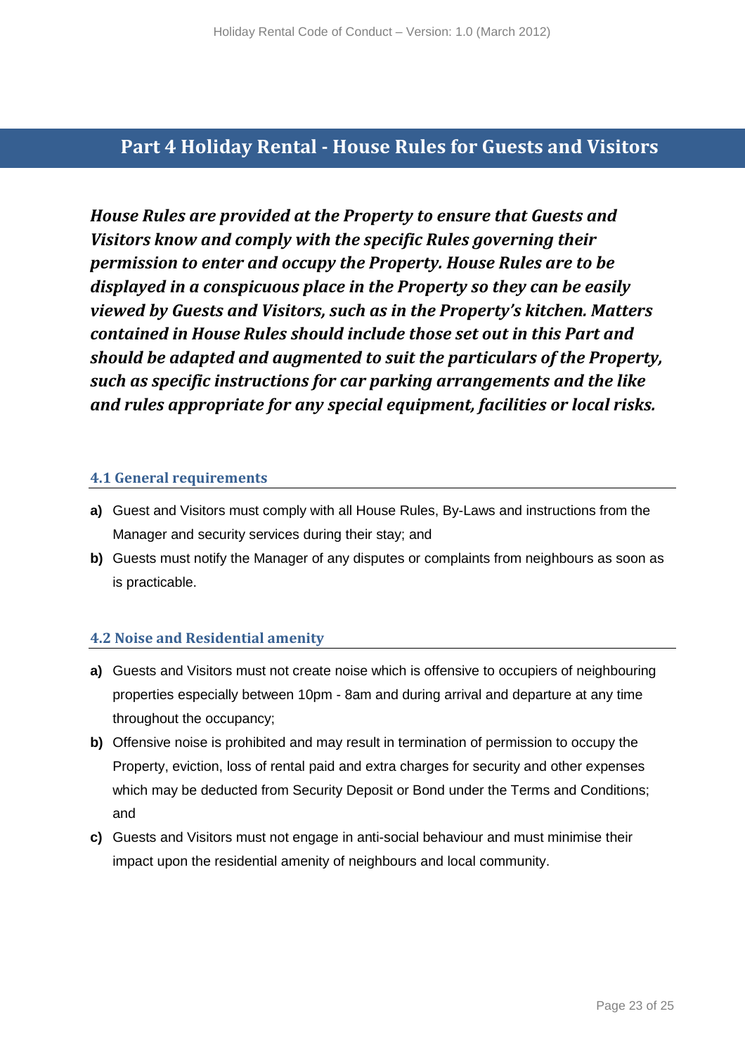# Part 4 Holiday Rental - House Rules for Guests and Visitors

***House Rules are provided at the Property to ensure that Guests and Visitors know and comply with the specific Rules governing their permission to enter and occupy the Property. House Rules are to be displayed in a conspicuous place in the Property so they can be easily viewed by Guests and Visitors, such as in the Property's kitchen. Matters contained in House Rules should include those set out in this Part and should be adapted and augmented to suit the particulars of the Property, such as specific instructions for car parking arrangements and the like and rules appropriate for any special equipment, facilities or local risks.***

### 4.1 General requirements

**a)** Guest and Visitors must comply with all House Rules, By-Laws and instructions from the Manager and security services during their stay; and

**b)** Guests must notify the Manager of any disputes or complaints from neighbours as soon as is practicable.

### 4.2 Noise and Residential amenity

**a)** Guests and Visitors must not create noise which is offensive to occupiers of neighbouring properties especially between 10pm - 8am and during arrival and departure at any time throughout the occupancy;

**b)** Offensive noise is prohibited and may result in termination of permission to occupy the Property, eviction, loss of rental paid and extra charges for security and other expenses which may be deducted from Security Deposit or Bond under the Terms and Conditions; and

**c)** Guests and Visitors must not engage in anti-social behaviour and must minimise their impact upon the residential amenity of neighbours and local community.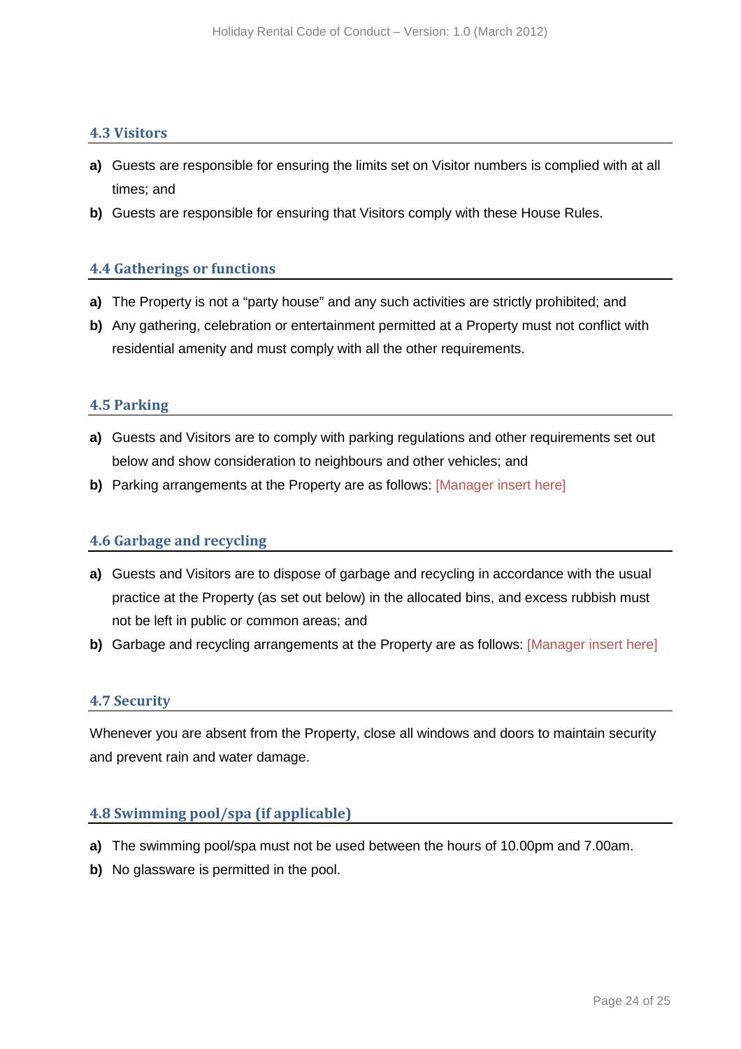### 4.3 Visitors

**a)** Guests are responsible for ensuring the limits set on Visitor numbers is complied with at all times; and

**b)** Guests are responsible for ensuring that Visitors comply with these House Rules.

### 4.4 Gatherings or functions

**a)** The Property is not a "party house" and any such activities are strictly prohibited; and

**b)** Any gathering, celebration or entertainment permitted at a Property must not conflict with residential amenity and must comply with all the other requirements.

### 4.5 Parking

**a)** Guests and Visitors are to comply with parking regulations and other requirements set out below and show consideration to neighbours and other vehicles; and

**b)** Parking arrangements at the Property are as follows: [Manager insert here]

### 4.6 Garbage and recycling

**a)** Guests and Visitors are to dispose of garbage and recycling in accordance with the usual practice at the Property (as set out below) in the allocated bins, and excess rubbish must not be left in public or common areas; and

**b)** Garbage and recycling arrangements at the Property are as follows: [Manager insert here]

### 4.7 Security

Whenever you are absent from the Property, close all windows and doors to maintain security and prevent rain and water damage.

### 4.8 Swimming pool/spa (if applicable)

**a)** The swimming pool/spa must not be used between the hours of 10.00pm and 7.00am.

**b)** No glassware is permitted in the pool.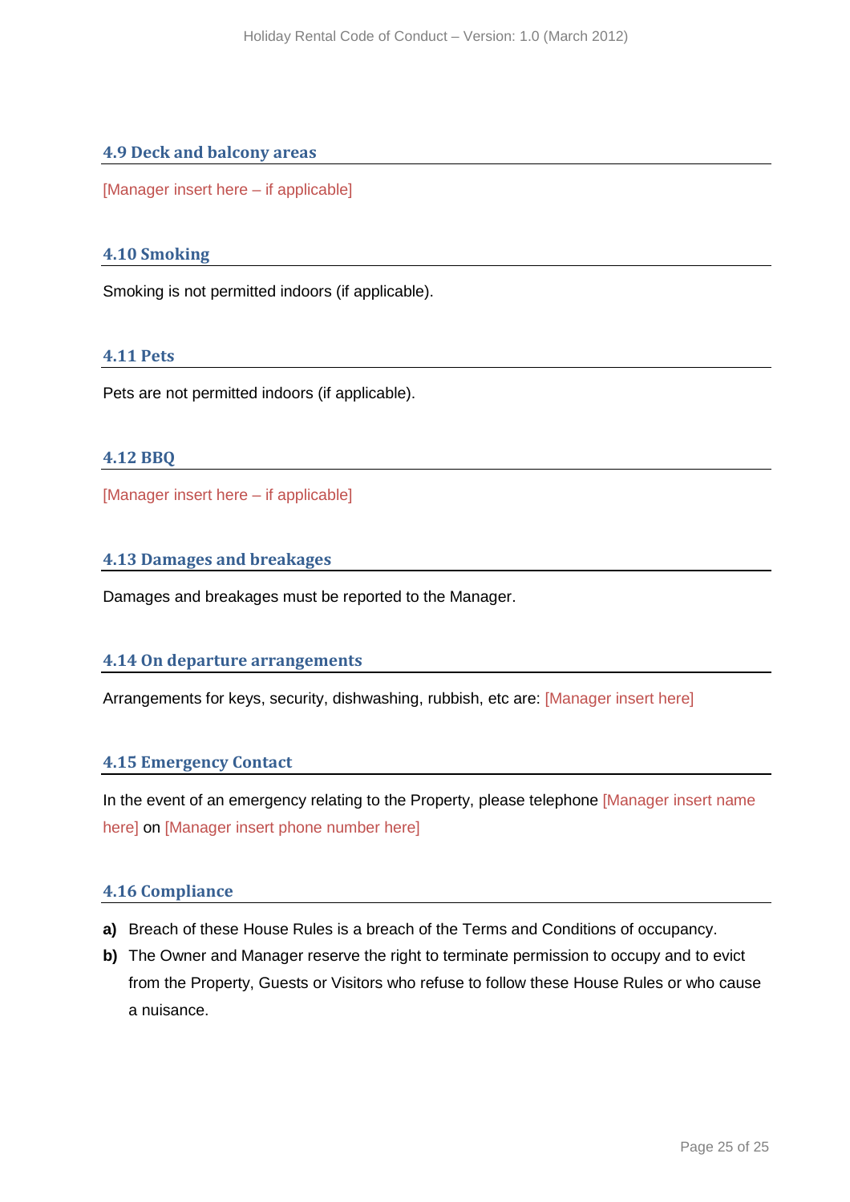### 4.9 Deck and balcony areas

[Manager insert here – if applicable]

### 4.10 Smoking

Smoking is not permitted indoors (if applicable).

### 4.11 Pets

Pets are not permitted indoors (if applicable).

### 4.12 BBQ

[Manager insert here – if applicable]

### 4.13 Damages and breakages

Damages and breakages must be reported to the Manager.

### 4.14 On departure arrangements

Arrangements for keys, security, dishwashing, rubbish, etc are: [Manager insert here]

### 4.15 Emergency Contact

In the event of an emergency relating to the Property, please telephone [Manager insert name here] on [Manager insert phone number here]

### 4.16 Compliance

**a)** Breach of these House Rules is a breach of the Terms and Conditions of occupancy.

**b)** The Owner and Manager reserve the right to terminate permission to occupy and to evict from the Property, Guests or Visitors who refuse to follow these House Rules or who cause a nuisance.